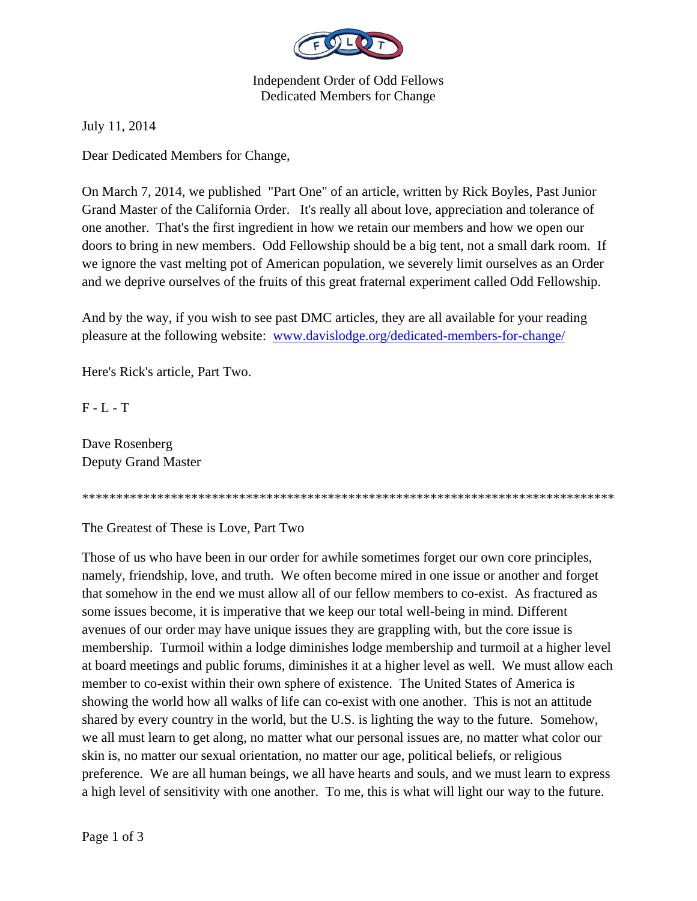Independent Order of Odd Fellows
Dedicated Members for Change

July 11, 2014

Dear Dedicated Members for Change,

On March 7, 2014, we published "Part One" of an article, written by Rick Boyles, Past Junior Grand Master of the California Order. It's really all about love, appreciation and tolerance of one another. That's the first ingredient in how we retain our members and how we open our doors to bring in new members. Odd Fellowship should be a big tent, not a small dark room. If we ignore the vast melting pot of American population, we severely limit ourselves as an Order and we deprive ourselves of the fruits of this great fraternal experiment called Odd Fellowship.

And by the way, if you wish to see past DMC articles, they are all available for your reading pleasure at the following website: [www.davislodge.org/dedicated-members-for-change/](http://www.davislodge.org/dedicated-members-for-change/)

Here's Rick's article, Part Two.

F - L - T

Dave Rosenberg
Deputy Grand Master

*******************************************************************************

The Greatest of These is Love, Part Two

Those of us who have been in our order for awhile sometimes forget our own core principles, namely, friendship, love, and truth. We often become mired in one issue or another and forget that somehow in the end we must allow all of our fellow members to co-exist. As fractured as some issues become, it is imperative that we keep our total well-being in mind. Different avenues of our order may have unique issues they are grappling with, but the core issue is membership. Turmoil within a lodge diminishes lodge membership and turmoil at a higher level at board meetings and public forums, diminishes it at a higher level as well. We must allow each member to co-exist within their own sphere of existence. The United States of America is showing the world how all walks of life can co-exist with one another. This is not an attitude shared by every country in the world, but the U.S. is lighting the way to the future. Somehow, we all must learn to get along, no matter what our personal issues are, no matter what color our skin is, no matter our sexual orientation, no matter our age, political beliefs, or religious preference. We are all human beings, we all have hearts and souls, and we must learn to express a high level of sensitivity with one another. To me, this is what will light our way to the future.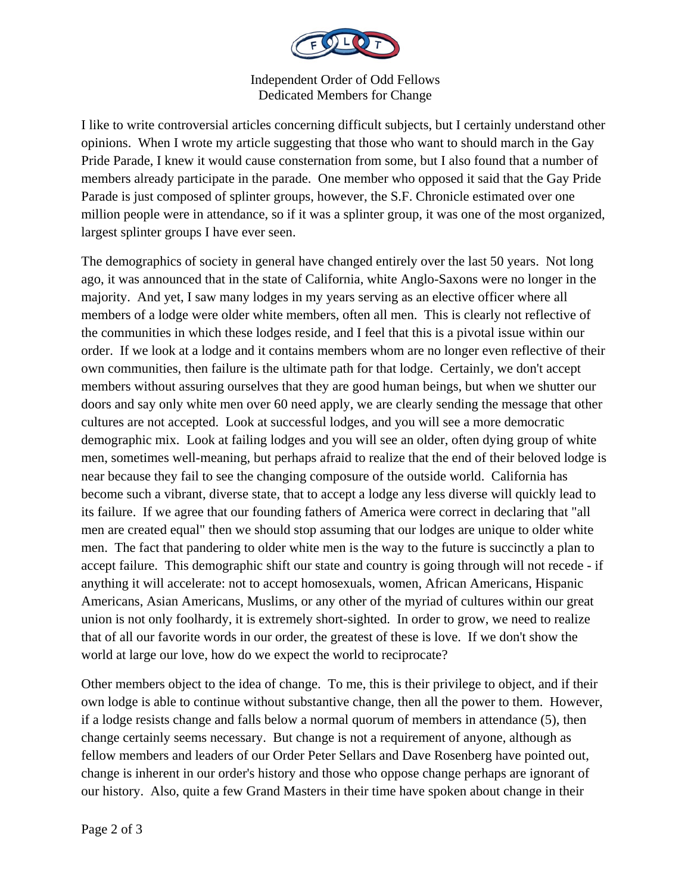Independent Order of Odd Fellows
Dedicated Members for Change

I like to write controversial articles concerning difficult subjects, but I certainly understand other opinions. When I wrote my article suggesting that those who want to should march in the Gay Pride Parade, I knew it would cause consternation from some, but I also found that a number of members already participate in the parade. One member who opposed it said that the Gay Pride Parade is just composed of splinter groups, however, the S.F. Chronicle estimated over one million people were in attendance, so if it was a splinter group, it was one of the most organized, largest splinter groups I have ever seen.

The demographics of society in general have changed entirely over the last 50 years. Not long ago, it was announced that in the state of California, white Anglo-Saxons were no longer in the majority. And yet, I saw many lodges in my years serving as an elective officer where all members of a lodge were older white members, often all men. This is clearly not reflective of the communities in which these lodges reside, and I feel that this is a pivotal issue within our order. If we look at a lodge and it contains members whom are no longer even reflective of their own communities, then failure is the ultimate path for that lodge. Certainly, we don't accept members without assuring ourselves that they are good human beings, but when we shutter our doors and say only white men over 60 need apply, we are clearly sending the message that other cultures are not accepted. Look at successful lodges, and you will see a more democratic demographic mix. Look at failing lodges and you will see an older, often dying group of white men, sometimes well-meaning, but perhaps afraid to realize that the end of their beloved lodge is near because they fail to see the changing composure of the outside world. California has become such a vibrant, diverse state, that to accept a lodge any less diverse will quickly lead to its failure. If we agree that our founding fathers of America were correct in declaring that "all men are created equal" then we should stop assuming that our lodges are unique to older white men. The fact that pandering to older white men is the way to the future is succinctly a plan to accept failure. This demographic shift our state and country is going through will not recede - if anything it will accelerate: not to accept homosexuals, women, African Americans, Hispanic Americans, Asian Americans, Muslims, or any other of the myriad of cultures within our great union is not only foolhardy, it is extremely short-sighted. In order to grow, we need to realize that of all our favorite words in our order, the greatest of these is love. If we don't show the world at large our love, how do we expect the world to reciprocate?

Other members object to the idea of change. To me, this is their privilege to object, and if their own lodge is able to continue without substantive change, then all the power to them. However, if a lodge resists change and falls below a normal quorum of members in attendance (5), then change certainly seems necessary. But change is not a requirement of anyone, although as fellow members and leaders of our Order Peter Sellars and Dave Rosenberg have pointed out, change is inherent in our order's history and those who oppose change perhaps are ignorant of our history. Also, quite a few Grand Masters in their time have spoken about change in their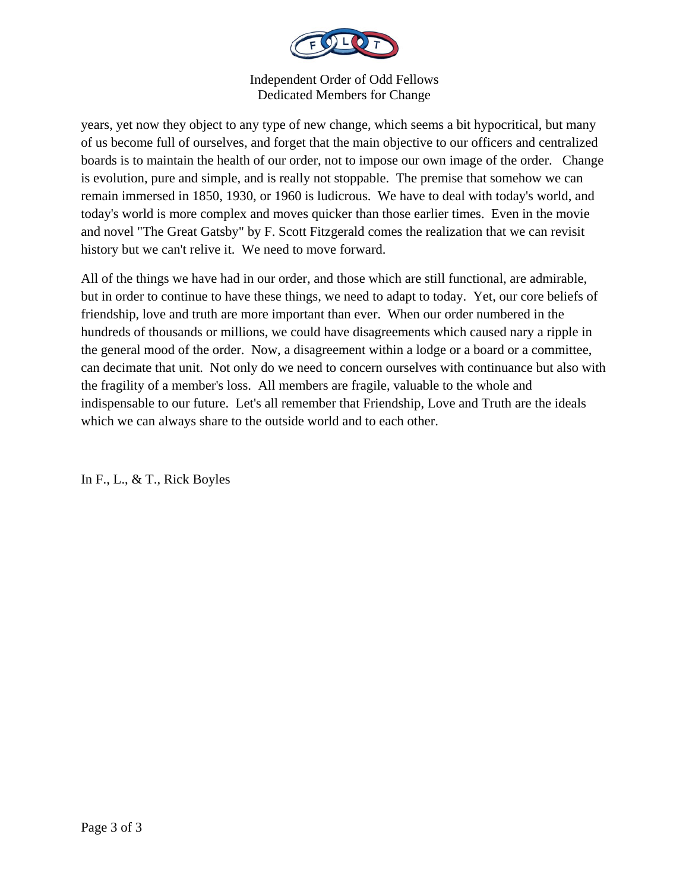years, yet now they object to any type of new change, which seems a bit hypocritical, but many of us become full of ourselves, and forget that the main objective to our officers and centralized boards is to maintain the health of our order, not to impose our own image of the order. Change is evolution, pure and simple, and is really not stoppable. The premise that somehow we can remain immersed in 1850, 1930, or 1960 is ludicrous. We have to deal with today's world, and today's world is more complex and moves quicker than those earlier times. Even in the movie and novel "The Great Gatsby" by F. Scott Fitzgerald comes the realization that we can revisit history but we can't relive it. We need to move forward.

All of the things we have had in our order, and those which are still functional, are admirable, but in order to continue to have these things, we need to adapt to today. Yet, our core beliefs of friendship, love and truth are more important than ever. When our order numbered in the hundreds of thousands or millions, we could have disagreements which caused nary a ripple in the general mood of the order. Now, a disagreement within a lodge or a board or a committee, can decimate that unit. Not only do we need to concern ourselves with continuance but also with the fragility of a member's loss. All members are fragile, valuable to the whole and indispensable to our future. Let's all remember that Friendship, Love and Truth are the ideals which we can always share to the outside world and to each other.

In F., L., & T., Rick Boyles